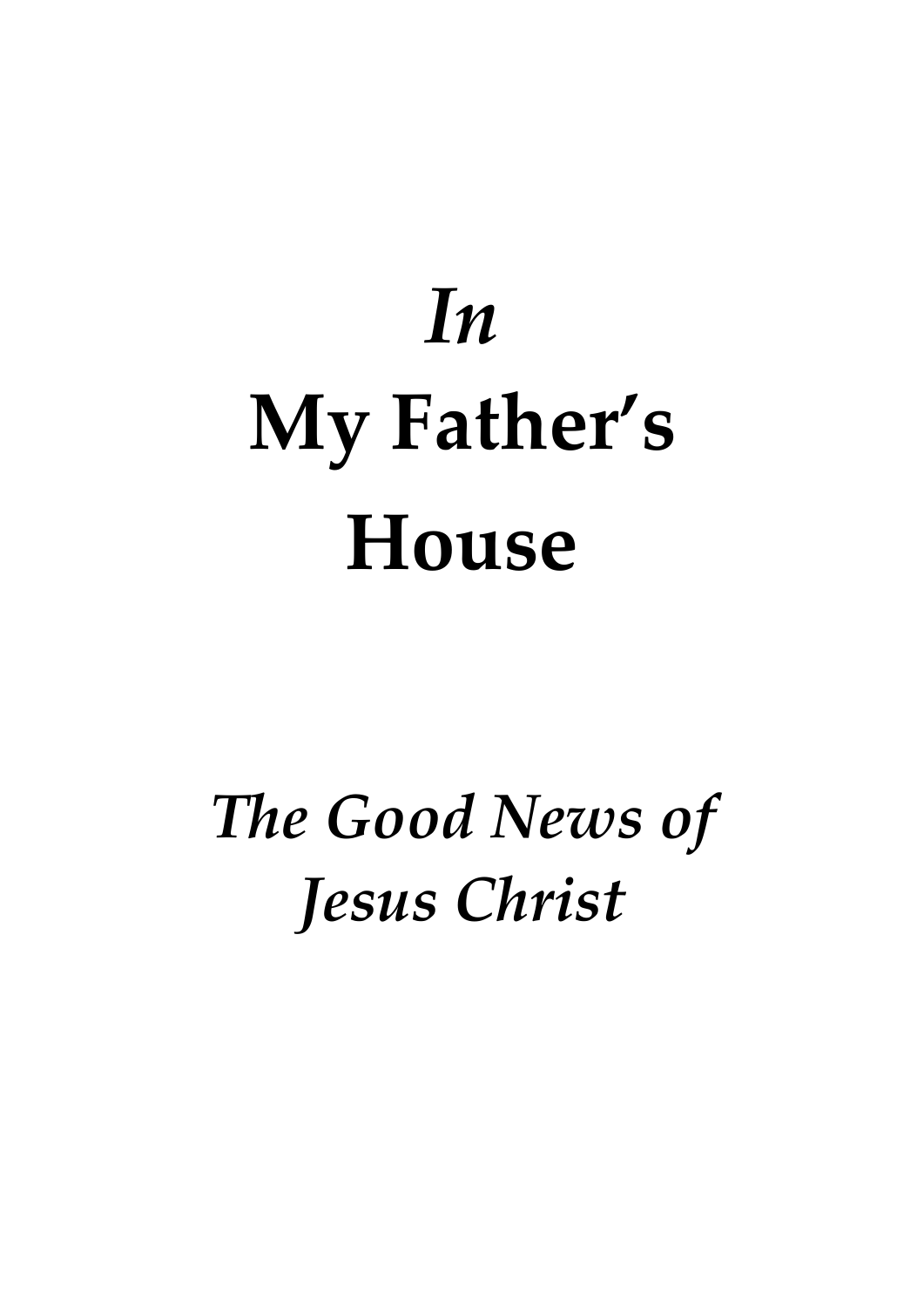# *In* My Father's House

## *The Good News of Jesus Christ*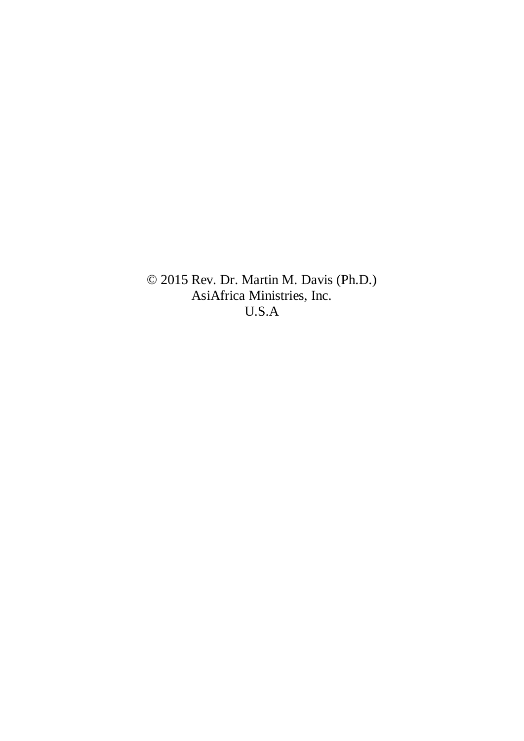© 2015 Rev. Dr. Martin M. Davis (Ph.D.)
AsiAfrica Ministries, Inc.
U.S.A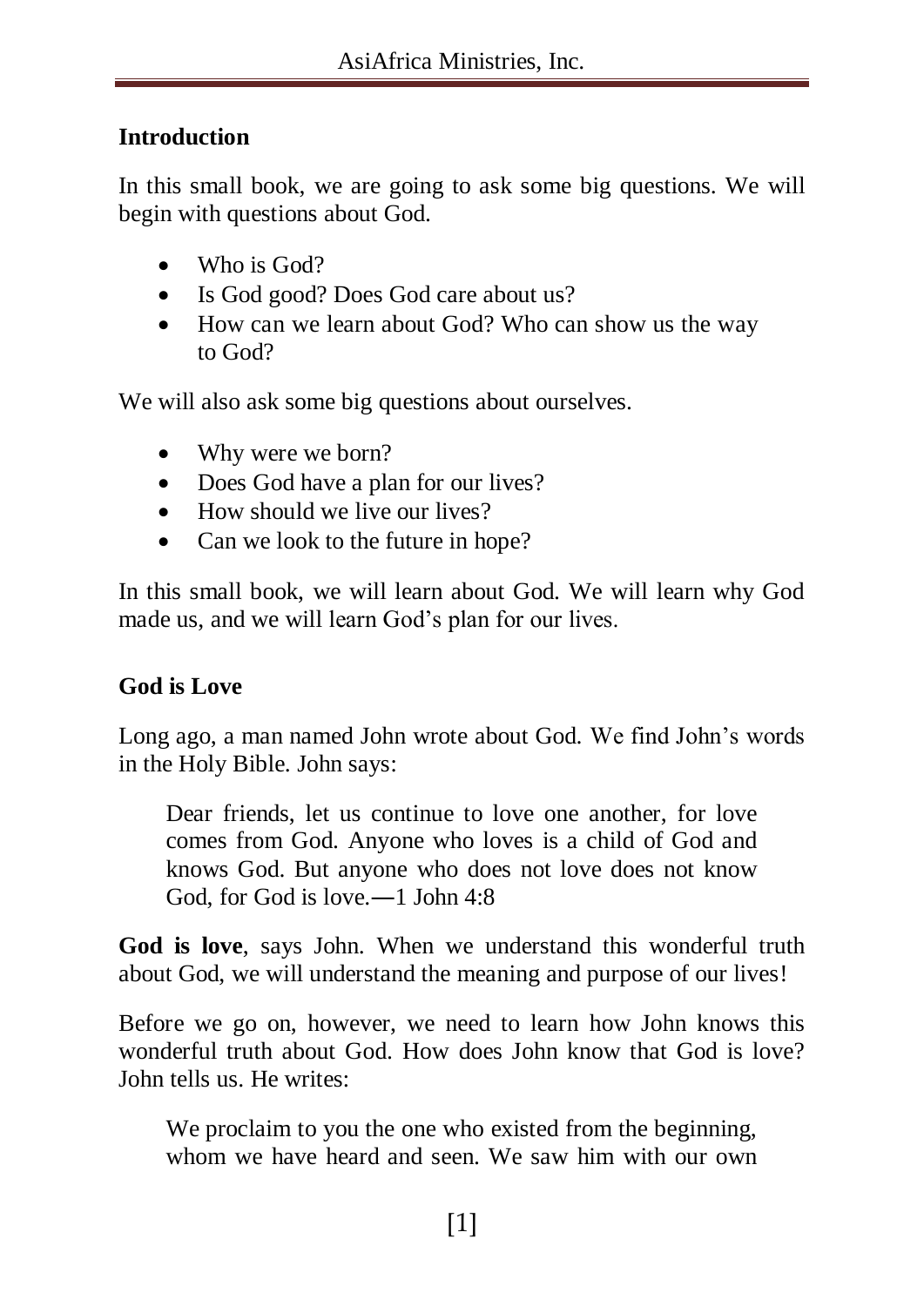## Introduction

In this small book, we are going to ask some big questions. We will begin with questions about God.

- Who is God?
- Is God good? Does God care about us?
- How can we learn about God? Who can show us the way to God?

We will also ask some big questions about ourselves.

- Why were we born?
- Does God have a plan for our lives?
- How should we live our lives?
- Can we look to the future in hope?

In this small book, we will learn about God. We will learn why God made us, and we will learn God's plan for our lives.

## God is Love

Long ago, a man named John wrote about God. We find John's words in the Holy Bible. John says:

> Dear friends, let us continue to love one another, for love comes from God. Anyone who loves is a child of God and knows God. But anyone who does not love does not know God, for God is love.―1 John 4:8

**God is love**, says John. When we understand this wonderful truth about God, we will understand the meaning and purpose of our lives!

Before we go on, however, we need to learn how John knows this wonderful truth about God. How does John know that God is love? John tells us. He writes:

> We proclaim to you the one who existed from the beginning, whom we have heard and seen. We saw him with our own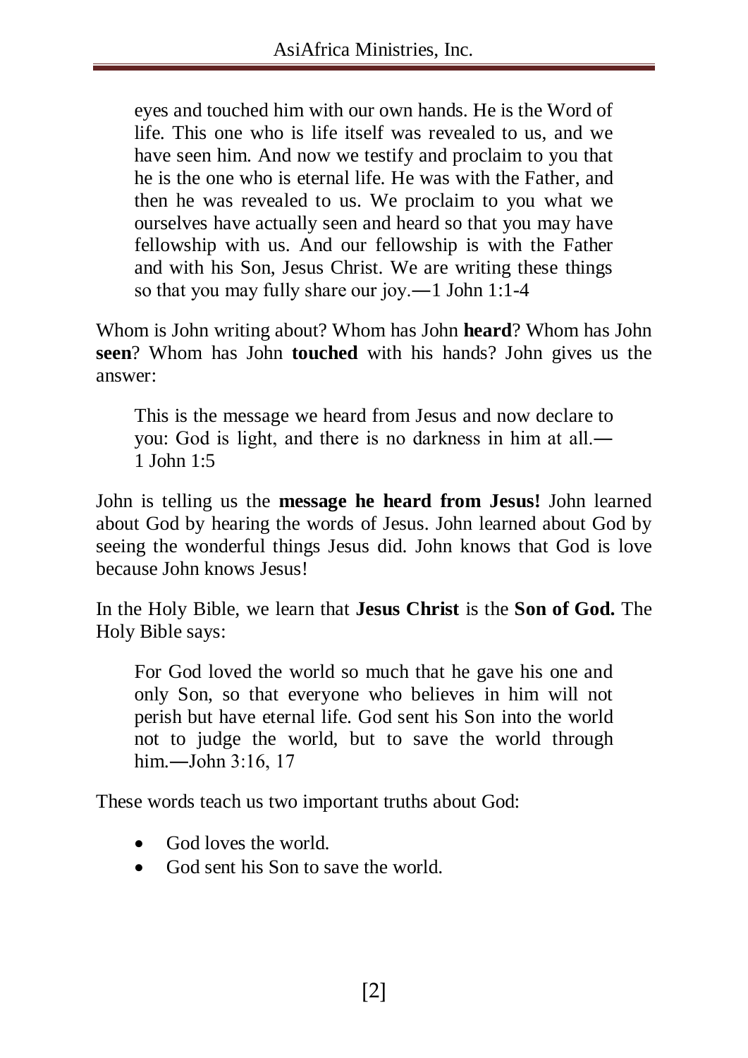> eyes and touched him with our own hands. He is the Word of life. This one who is life itself was revealed to us, and we have seen him. And now we testify and proclaim to you that he is the one who is eternal life. He was with the Father, and then he was revealed to us. We proclaim to you what we ourselves have actually seen and heard so that you may have fellowship with us. And our fellowship is with the Father and with his Son, Jesus Christ. We are writing these things so that you may fully share our joy.—1 John 1:1-4

Whom is John writing about? Whom has John **heard**? Whom has John **seen**? Whom has John **touched** with his hands? John gives us the answer:

> This is the message we heard from Jesus and now declare to you: God is light, and there is no darkness in him at all.—1 John 1:5

John is telling us the **message he heard from Jesus!** John learned about God by hearing the words of Jesus. John learned about God by seeing the wonderful things Jesus did. John knows that God is love because John knows Jesus!

In the Holy Bible, we learn that **Jesus Christ** is the **Son of God.** The Holy Bible says:

> For God loved the world so much that he gave his one and only Son, so that everyone who believes in him will not perish but have eternal life. God sent his Son into the world not to judge the world, but to save the world through him.—John 3:16, 17

These words teach us two important truths about God:

- God loves the world.
- God sent his Son to save the world.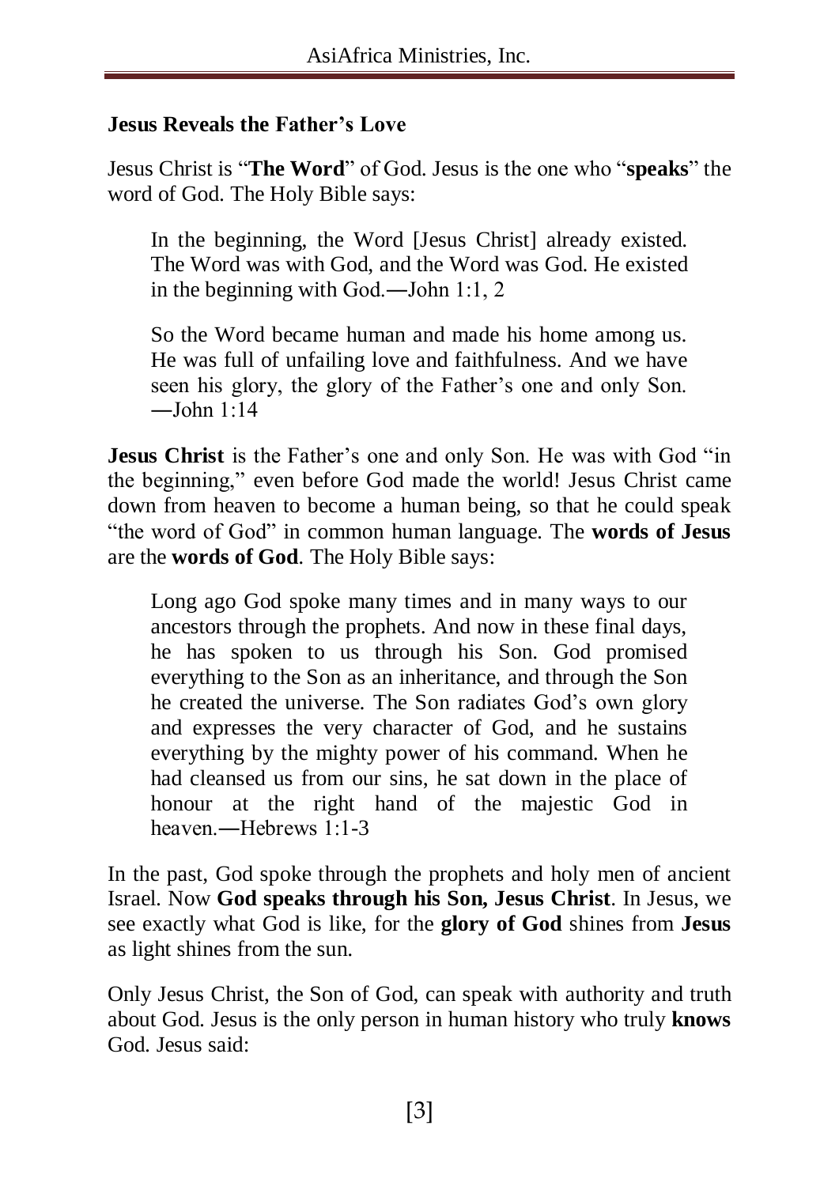## Jesus Reveals the Father's Love

Jesus Christ is "**The Word**" of God. Jesus is the one who "**speaks**" the word of God. The Holy Bible says:

> In the beginning, the Word [Jesus Christ] already existed. The Word was with God, and the Word was God. He existed in the beginning with God.—John 1:1, 2

> So the Word became human and made his home among us. He was full of unfailing love and faithfulness. And we have seen his glory, the glory of the Father's one and only Son. —John 1:14

**Jesus Christ** is the Father's one and only Son. He was with God "in the beginning," even before God made the world! Jesus Christ came down from heaven to become a human being, so that he could speak "the word of God" in common human language. The **words of Jesus** are the **words of God**. The Holy Bible says:

> Long ago God spoke many times and in many ways to our ancestors through the prophets. And now in these final days, he has spoken to us through his Son. God promised everything to the Son as an inheritance, and through the Son he created the universe. The Son radiates God's own glory and expresses the very character of God, and he sustains everything by the mighty power of his command. When he had cleansed us from our sins, he sat down in the place of honour at the right hand of the majestic God in heaven.—Hebrews 1:1-3

In the past, God spoke through the prophets and holy men of ancient Israel. Now **God speaks through his Son, Jesus Christ**. In Jesus, we see exactly what God is like, for the **glory of God** shines from **Jesus** as light shines from the sun.

Only Jesus Christ, the Son of God, can speak with authority and truth about God. Jesus is the only person in human history who truly **knows** God. Jesus said: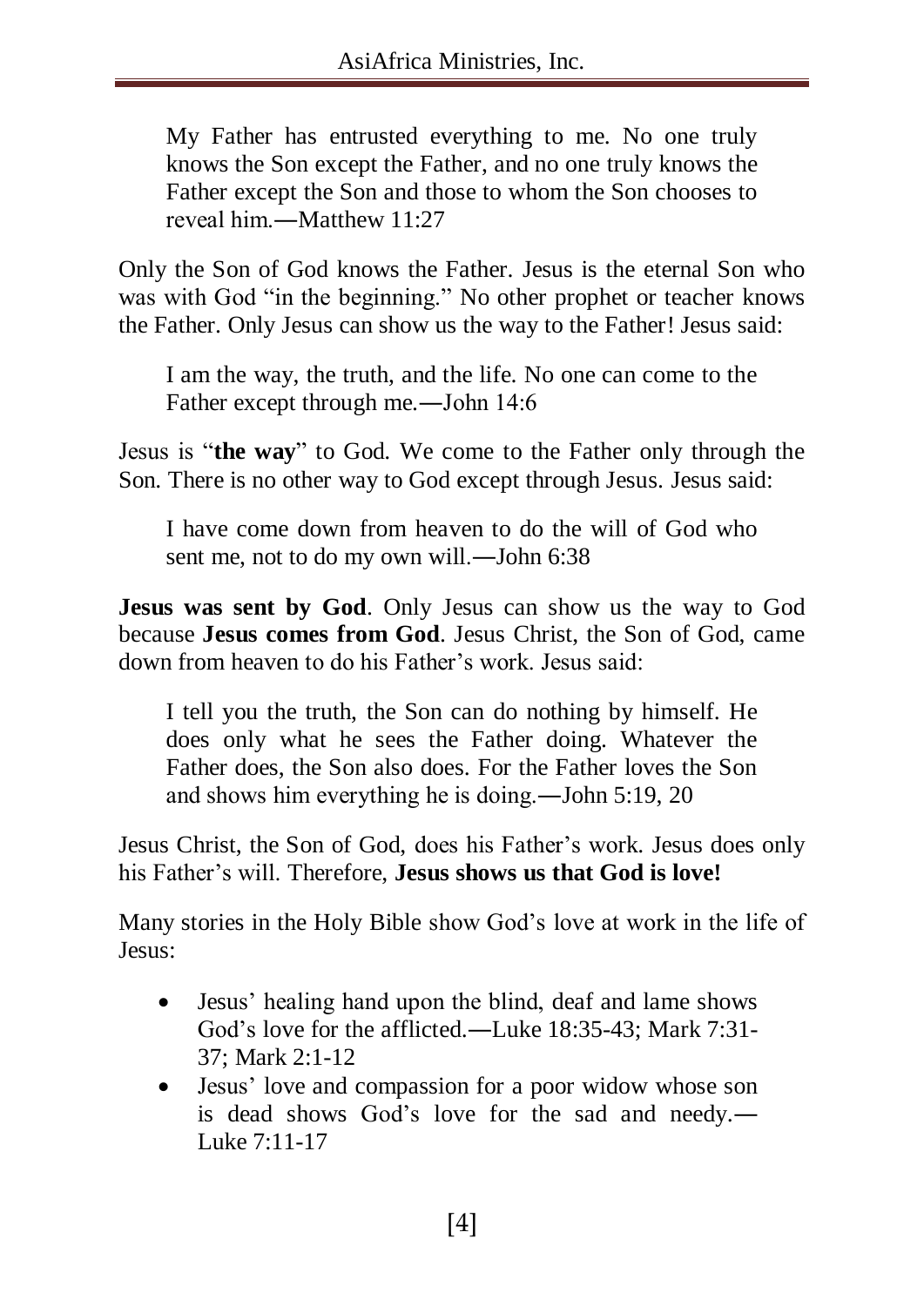> My Father has entrusted everything to me. No one truly knows the Son except the Father, and no one truly knows the Father except the Son and those to whom the Son chooses to reveal him.—Matthew 11:27

Only the Son of God knows the Father. Jesus is the eternal Son who was with God "in the beginning." No other prophet or teacher knows the Father. Only Jesus can show us the way to the Father! Jesus said:

> I am the way, the truth, and the life. No one can come to the Father except through me.—John 14:6

Jesus is "**the way**" to God. We come to the Father only through the Son. There is no other way to God except through Jesus. Jesus said:

> I have come down from heaven to do the will of God who sent me, not to do my own will.—John 6:38

**Jesus was sent by God**. Only Jesus can show us the way to God because **Jesus comes from God**. Jesus Christ, the Son of God, came down from heaven to do his Father's work. Jesus said:

> I tell you the truth, the Son can do nothing by himself. He does only what he sees the Father doing. Whatever the Father does, the Son also does. For the Father loves the Son and shows him everything he is doing.—John 5:19, 20

Jesus Christ, the Son of God, does his Father's work. Jesus does only his Father's will. Therefore, **Jesus shows us that God is love!**

Many stories in the Holy Bible show God's love at work in the life of Jesus:

- Jesus' healing hand upon the blind, deaf and lame shows God's love for the afflicted.—Luke 18:35-43; Mark 7:31-37; Mark 2:1-12
- Jesus' love and compassion for a poor widow whose son is dead shows God's love for the sad and needy.—Luke 7:11-17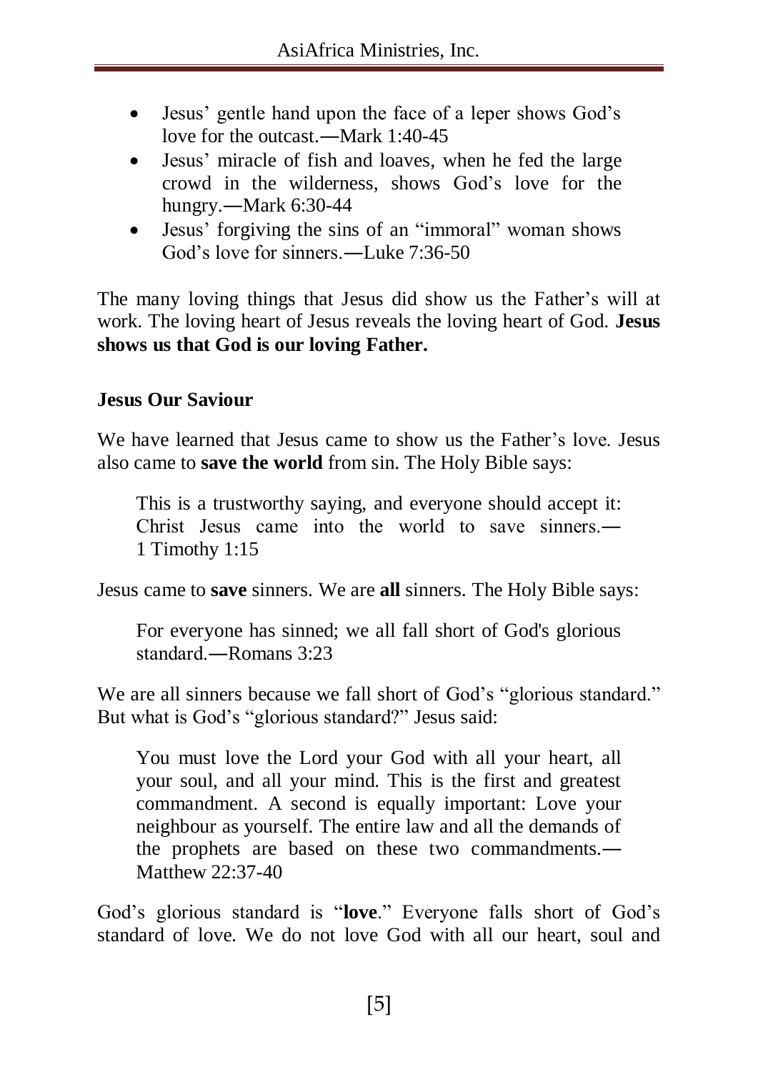- Jesus' gentle hand upon the face of a leper shows God's love for the outcast.―Mark 1:40-45
- Jesus' miracle of fish and loaves, when he fed the large crowd in the wilderness, shows God's love for the hungry.―Mark 6:30-44
- Jesus' forgiving the sins of an "immoral" woman shows God's love for sinners.―Luke 7:36-50

The many loving things that Jesus did show us the Father's will at work. The loving heart of Jesus reveals the loving heart of God. **Jesus shows us that God is our loving Father.**

### Jesus Our Saviour

We have learned that Jesus came to show us the Father's love. Jesus also came to **save the world** from sin. The Holy Bible says:

> This is a trustworthy saying, and everyone should accept it: Christ Jesus came into the world to save sinners.― 1 Timothy 1:15

Jesus came to **save** sinners. We are **all** sinners. The Holy Bible says:

> For everyone has sinned; we all fall short of God's glorious standard.―Romans 3:23

We are all sinners because we fall short of God's "glorious standard." But what is God's "glorious standard?" Jesus said:

> You must love the Lord your God with all your heart, all your soul, and all your mind. This is the first and greatest commandment. A second is equally important: Love your neighbour as yourself. The entire law and all the demands of the prophets are based on these two commandments.― Matthew 22:37-40

God's glorious standard is "**love**." Everyone falls short of God's standard of love. We do not love God with all our heart, soul and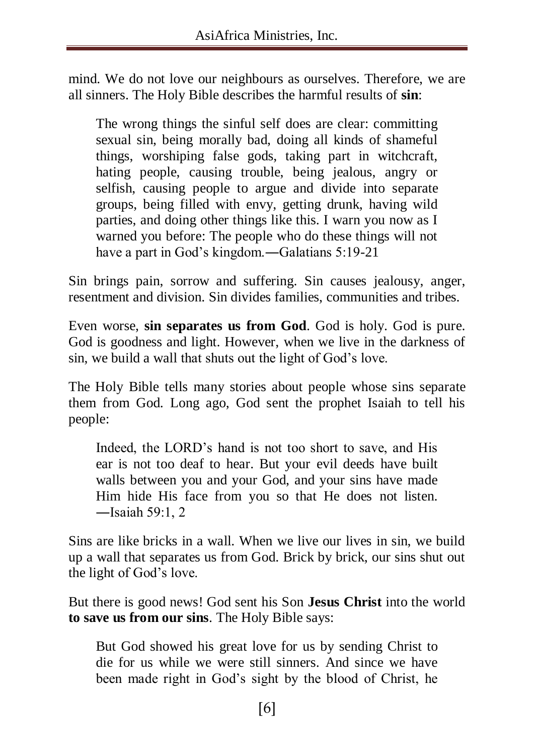mind. We do not love our neighbours as ourselves. Therefore, we are all sinners. The Holy Bible describes the harmful results of **sin**:

> The wrong things the sinful self does are clear: committing sexual sin, being morally bad, doing all kinds of shameful things, worshiping false gods, taking part in witchcraft, hating people, causing trouble, being jealous, angry or selfish, causing people to argue and divide into separate groups, being filled with envy, getting drunk, having wild parties, and doing other things like this. I warn you now as I warned you before: The people who do these things will not have a part in God's kingdom.—Galatians 5:19-21

Sin brings pain, sorrow and suffering. Sin causes jealousy, anger, resentment and division. Sin divides families, communities and tribes.

Even worse, **sin separates us from God**. God is holy. God is pure. God is goodness and light. However, when we live in the darkness of sin, we build a wall that shuts out the light of God's love.

The Holy Bible tells many stories about people whose sins separate them from God. Long ago, God sent the prophet Isaiah to tell his people:

> Indeed, the LORD's hand is not too short to save, and His ear is not too deaf to hear. But your evil deeds have built walls between you and your God, and your sins have made Him hide His face from you so that He does not listen. —Isaiah 59:1, 2

Sins are like bricks in a wall. When we live our lives in sin, we build up a wall that separates us from God. Brick by brick, our sins shut out the light of God's love.

But there is good news! God sent his Son **Jesus Christ** into the world **to save us from our sins**. The Holy Bible says:

> But God showed his great love for us by sending Christ to die for us while we were still sinners. And since we have been made right in God's sight by the blood of Christ, he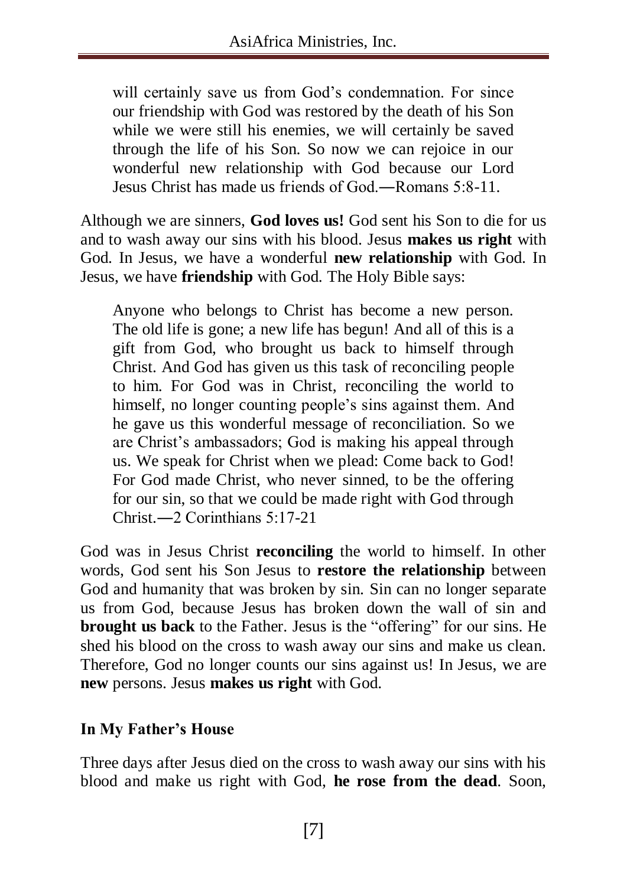> will certainly save us from God's condemnation. For since our friendship with God was restored by the death of his Son while we were still his enemies, we will certainly be saved through the life of his Son. So now we can rejoice in our wonderful new relationship with God because our Lord Jesus Christ has made us friends of God.—Romans 5:8-11.

Although we are sinners, **God loves us!** God sent his Son to die for us and to wash away our sins with his blood. Jesus **makes us right** with God. In Jesus, we have a wonderful **new relationship** with God. In Jesus, we have **friendship** with God. The Holy Bible says:

> Anyone who belongs to Christ has become a new person. The old life is gone; a new life has begun! And all of this is a gift from God, who brought us back to himself through Christ. And God has given us this task of reconciling people to him. For God was in Christ, reconciling the world to himself, no longer counting people's sins against them. And he gave us this wonderful message of reconciliation. So we are Christ's ambassadors; God is making his appeal through us. We speak for Christ when we plead: Come back to God! For God made Christ, who never sinned, to be the offering for our sin, so that we could be made right with God through Christ.—2 Corinthians 5:17-21

God was in Jesus Christ **reconciling** the world to himself. In other words, God sent his Son Jesus to **restore the relationship** between God and humanity that was broken by sin. Sin can no longer separate us from God, because Jesus has broken down the wall of sin and **brought us back** to the Father. Jesus is the "offering" for our sins. He shed his blood on the cross to wash away our sins and make us clean. Therefore, God no longer counts our sins against us! In Jesus, we are **new** persons. Jesus **makes us right** with God.

### In My Father's House

Three days after Jesus died on the cross to wash away our sins with his blood and make us right with God, **he rose from the dead**. Soon,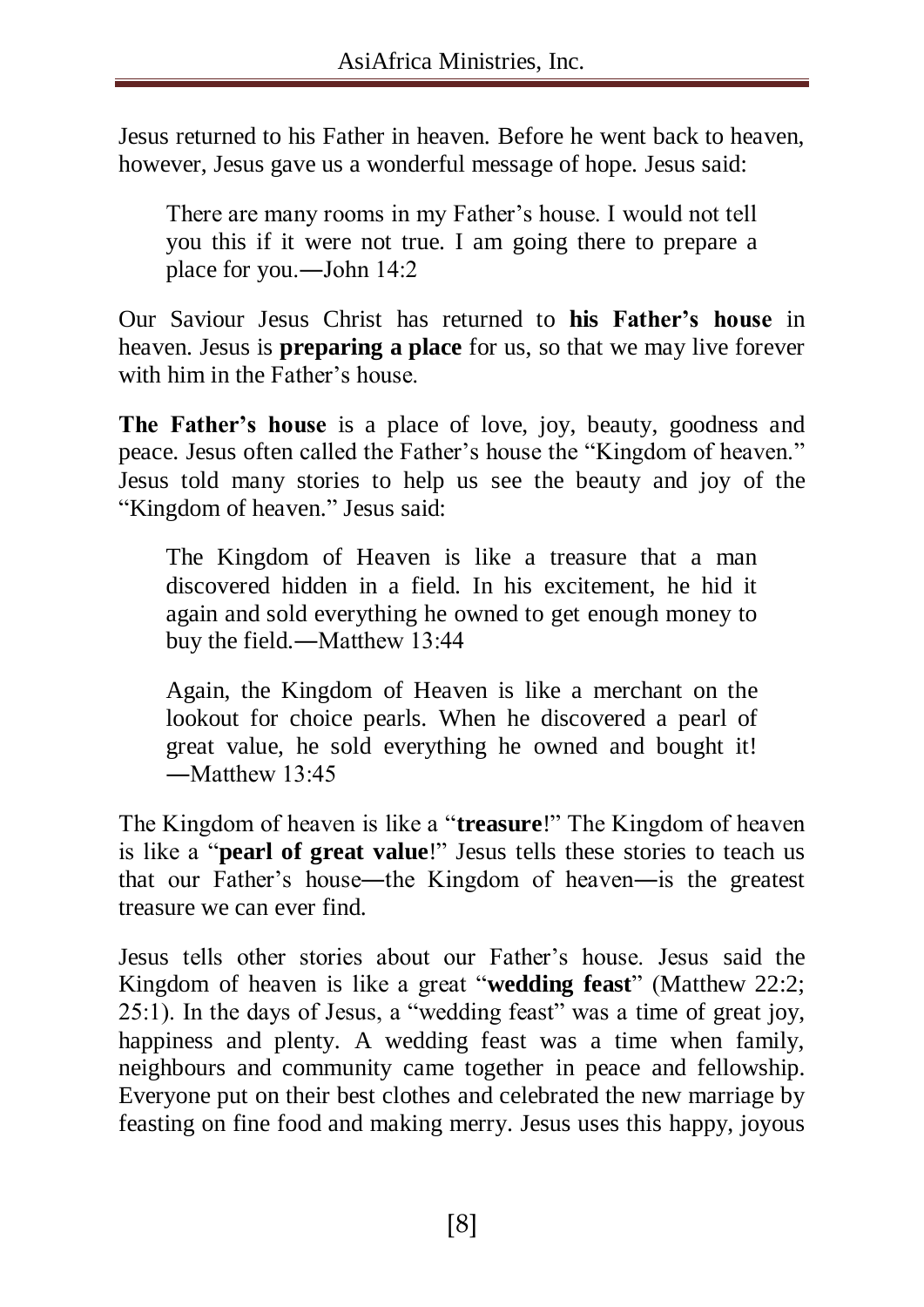Jesus returned to his Father in heaven. Before he went back to heaven, however, Jesus gave us a wonderful message of hope. Jesus said:

> There are many rooms in my Father's house. I would not tell you this if it were not true. I am going there to prepare a place for you.―John 14:2

Our Saviour Jesus Christ has returned to **his Father's house** in heaven. Jesus is **preparing a place** for us, so that we may live forever with him in the Father's house.

**The Father's house** is a place of love, joy, beauty, goodness and peace. Jesus often called the Father's house the "Kingdom of heaven." Jesus told many stories to help us see the beauty and joy of the "Kingdom of heaven." Jesus said:

> The Kingdom of Heaven is like a treasure that a man discovered hidden in a field. In his excitement, he hid it again and sold everything he owned to get enough money to buy the field.―Matthew 13:44

> Again, the Kingdom of Heaven is like a merchant on the lookout for choice pearls. When he discovered a pearl of great value, he sold everything he owned and bought it! ―Matthew 13:45

The Kingdom of heaven is like a "**treasure**!" The Kingdom of heaven is like a "**pearl of great value**!" Jesus tells these stories to teach us that our Father's house―the Kingdom of heaven―is the greatest treasure we can ever find.

Jesus tells other stories about our Father's house. Jesus said the Kingdom of heaven is like a great "**wedding feast**" (Matthew 22:2; 25:1). In the days of Jesus, a "wedding feast" was a time of great joy, happiness and plenty. A wedding feast was a time when family, neighbours and community came together in peace and fellowship. Everyone put on their best clothes and celebrated the new marriage by feasting on fine food and making merry. Jesus uses this happy, joyous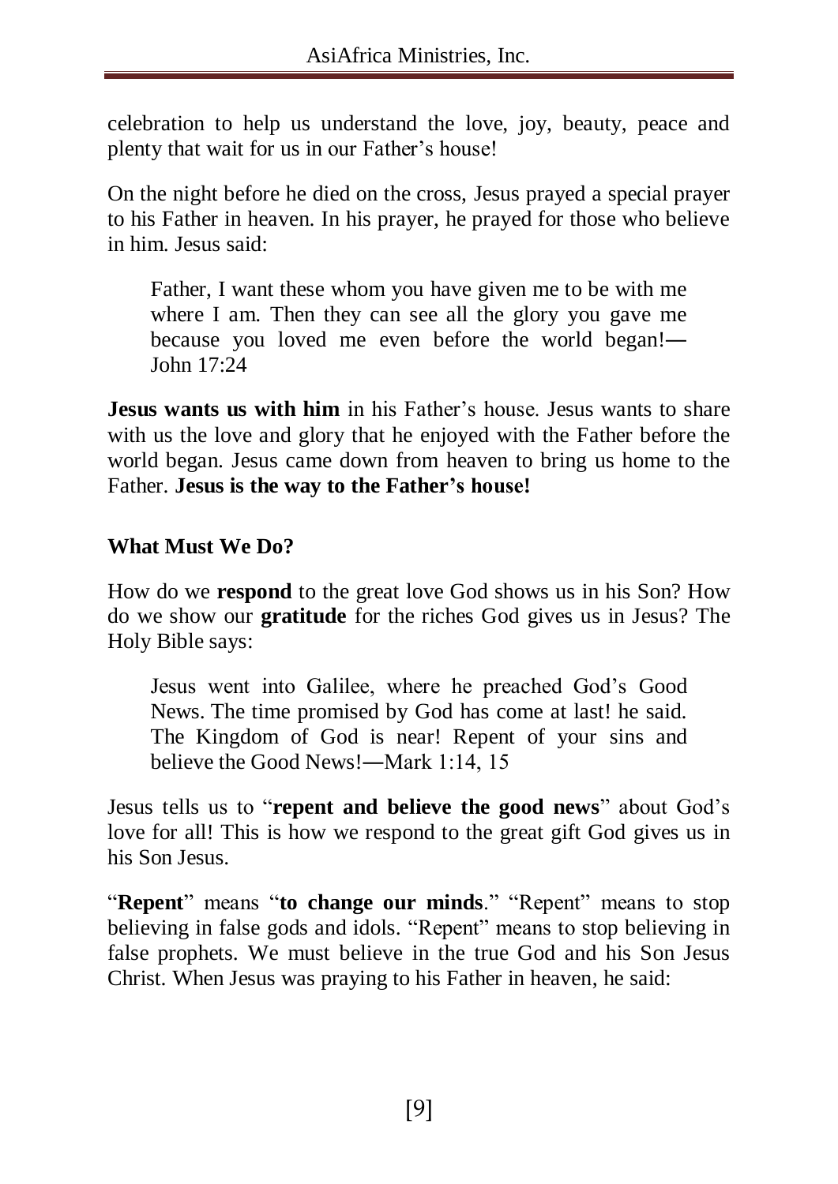celebration to help us understand the love, joy, beauty, peace and plenty that wait for us in our Father's house!

On the night before he died on the cross, Jesus prayed a special prayer to his Father in heaven. In his prayer, he prayed for those who believe in him. Jesus said:

> Father, I want these whom you have given me to be with me where I am. Then they can see all the glory you gave me because you loved me even before the world began!—John 17:24

**Jesus wants us with him** in his Father's house. Jesus wants to share with us the love and glory that he enjoyed with the Father before the world began. Jesus came down from heaven to bring us home to the Father. **Jesus is the way to the Father's house!**

**What Must We Do?**

How do we **respond** to the great love God shows us in his Son? How do we show our **gratitude** for the riches God gives us in Jesus? The Holy Bible says:

> Jesus went into Galilee, where he preached God's Good News. The time promised by God has come at last! he said. The Kingdom of God is near! Repent of your sins and believe the Good News!—Mark 1:14, 15

Jesus tells us to "**repent and believe the good news**" about God's love for all! This is how we respond to the great gift God gives us in his Son Jesus.

"**Repent**" means "**to change our minds**." "Repent" means to stop believing in false gods and idols. "Repent" means to stop believing in false prophets. We must believe in the true God and his Son Jesus Christ. When Jesus was praying to his Father in heaven, he said: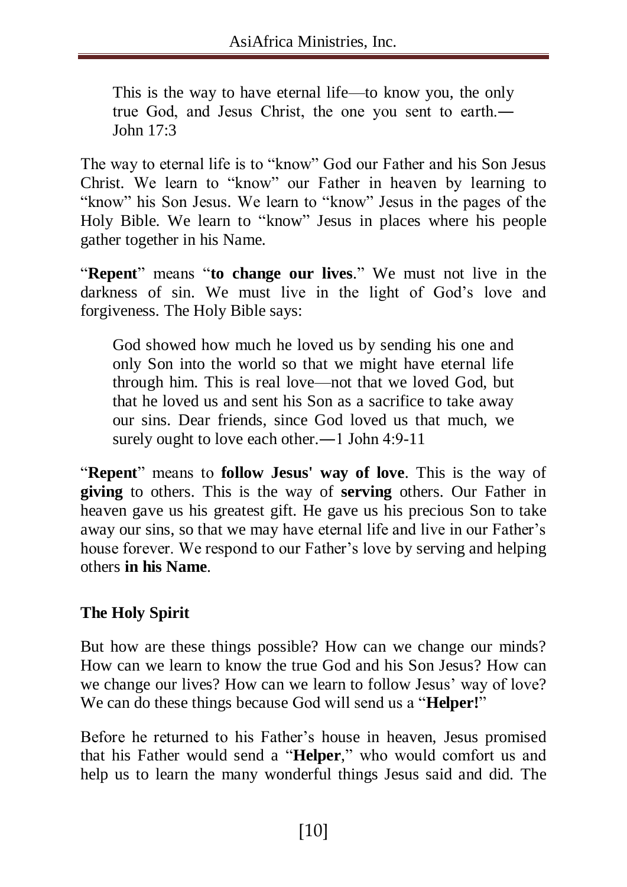> This is the way to have eternal life—to know you, the only true God, and Jesus Christ, the one you sent to earth.—John 17:3

The way to eternal life is to "know" God our Father and his Son Jesus Christ. We learn to "know" our Father in heaven by learning to "know" his Son Jesus. We learn to "know" Jesus in the pages of the Holy Bible. We learn to "know" Jesus in places where his people gather together in his Name.

"**Repent**" means "**to change our lives**." We must not live in the darkness of sin. We must live in the light of God's love and forgiveness. The Holy Bible says:

> God showed how much he loved us by sending his one and only Son into the world so that we might have eternal life through him. This is real love—not that we loved God, but that he loved us and sent his Son as a sacrifice to take away our sins. Dear friends, since God loved us that much, we surely ought to love each other.—1 John 4:9-11

"**Repent**" means to **follow Jesus' way of love**. This is the way of **giving** to others. This is the way of **serving** others. Our Father in heaven gave us his greatest gift. He gave us his precious Son to take away our sins, so that we may have eternal life and live in our Father's house forever. We respond to our Father's love by serving and helping others **in his Name**.

### The Holy Spirit

But how are these things possible? How can we change our minds? How can we learn to know the true God and his Son Jesus? How can we change our lives? How can we learn to follow Jesus' way of love? We can do these things because God will send us a "**Helper!**"

Before he returned to his Father's house in heaven, Jesus promised that his Father would send a "**Helper**," who would comfort us and help us to learn the many wonderful things Jesus said and did. The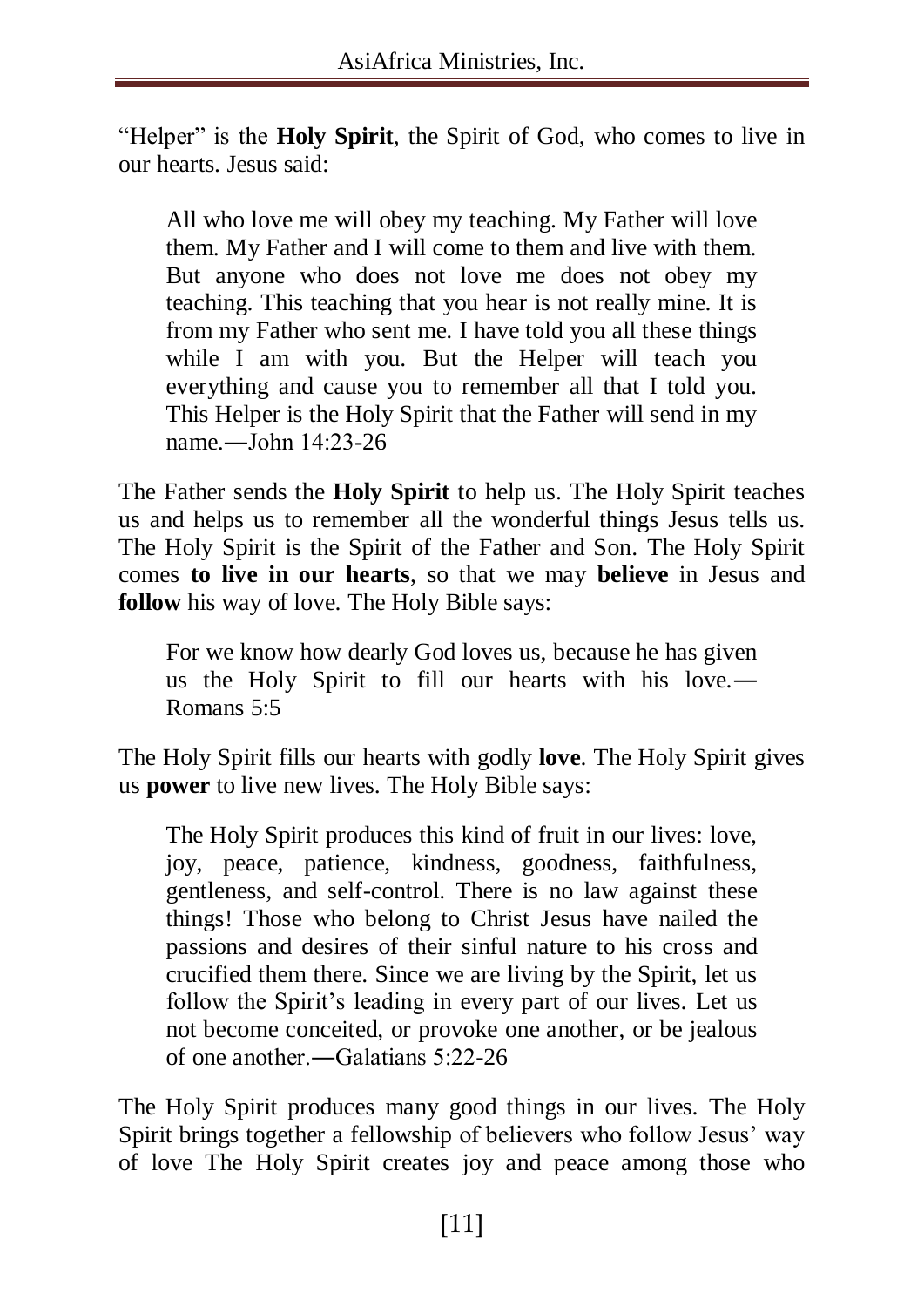"Helper" is the **Holy Spirit**, the Spirit of God, who comes to live in our hearts. Jesus said:

> All who love me will obey my teaching. My Father will love them. My Father and I will come to them and live with them. But anyone who does not love me does not obey my teaching. This teaching that you hear is not really mine. It is from my Father who sent me. I have told you all these things while I am with you. But the Helper will teach you everything and cause you to remember all that I told you. This Helper is the Holy Spirit that the Father will send in my name.―John 14:23-26

The Father sends the **Holy Spirit** to help us. The Holy Spirit teaches us and helps us to remember all the wonderful things Jesus tells us. The Holy Spirit is the Spirit of the Father and Son. The Holy Spirit comes **to live in our hearts**, so that we may **believe** in Jesus and **follow** his way of love. The Holy Bible says:

> For we know how dearly God loves us, because he has given us the Holy Spirit to fill our hearts with his love.― Romans 5:5

The Holy Spirit fills our hearts with godly **love**. The Holy Spirit gives us **power** to live new lives. The Holy Bible says:

> The Holy Spirit produces this kind of fruit in our lives: love, joy, peace, patience, kindness, goodness, faithfulness, gentleness, and self-control. There is no law against these things! Those who belong to Christ Jesus have nailed the passions and desires of their sinful nature to his cross and crucified them there. Since we are living by the Spirit, let us follow the Spirit's leading in every part of our lives. Let us not become conceited, or provoke one another, or be jealous of one another.―Galatians 5:22-26

The Holy Spirit produces many good things in our lives. The Holy Spirit brings together a fellowship of believers who follow Jesus' way of love The Holy Spirit creates joy and peace among those who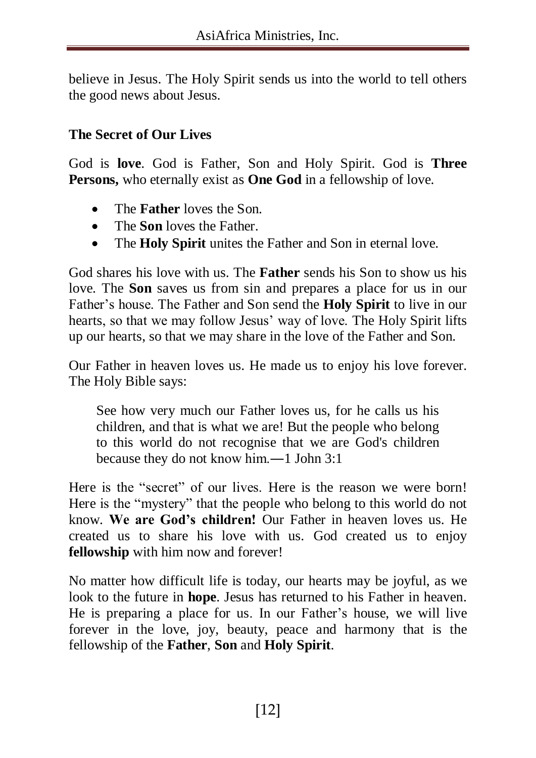believe in Jesus. The Holy Spirit sends us into the world to tell others the good news about Jesus.

### The Secret of Our Lives

God is **love**. God is Father, Son and Holy Spirit. God is **Three Persons,** who eternally exist as **One God** in a fellowship of love.

- The **Father** loves the Son.
- The **Son** loves the Father.
- The **Holy Spirit** unites the Father and Son in eternal love.

God shares his love with us. The **Father** sends his Son to show us his love. The **Son** saves us from sin and prepares a place for us in our Father's house. The Father and Son send the **Holy Spirit** to live in our hearts, so that we may follow Jesus' way of love. The Holy Spirit lifts up our hearts, so that we may share in the love of the Father and Son.

Our Father in heaven loves us. He made us to enjoy his love forever. The Holy Bible says:

> See how very much our Father loves us, for he calls us his children, and that is what we are! But the people who belong to this world do not recognise that we are God's children because they do not know him.―1 John 3:1

Here is the "secret" of our lives. Here is the reason we were born! Here is the "mystery" that the people who belong to this world do not know. **We are God's children!** Our Father in heaven loves us. He created us to share his love with us. God created us to enjoy **fellowship** with him now and forever!

No matter how difficult life is today, our hearts may be joyful, as we look to the future in **hope**. Jesus has returned to his Father in heaven. He is preparing a place for us. In our Father's house, we will live forever in the love, joy, beauty, peace and harmony that is the fellowship of the **Father**, **Son** and **Holy Spirit**.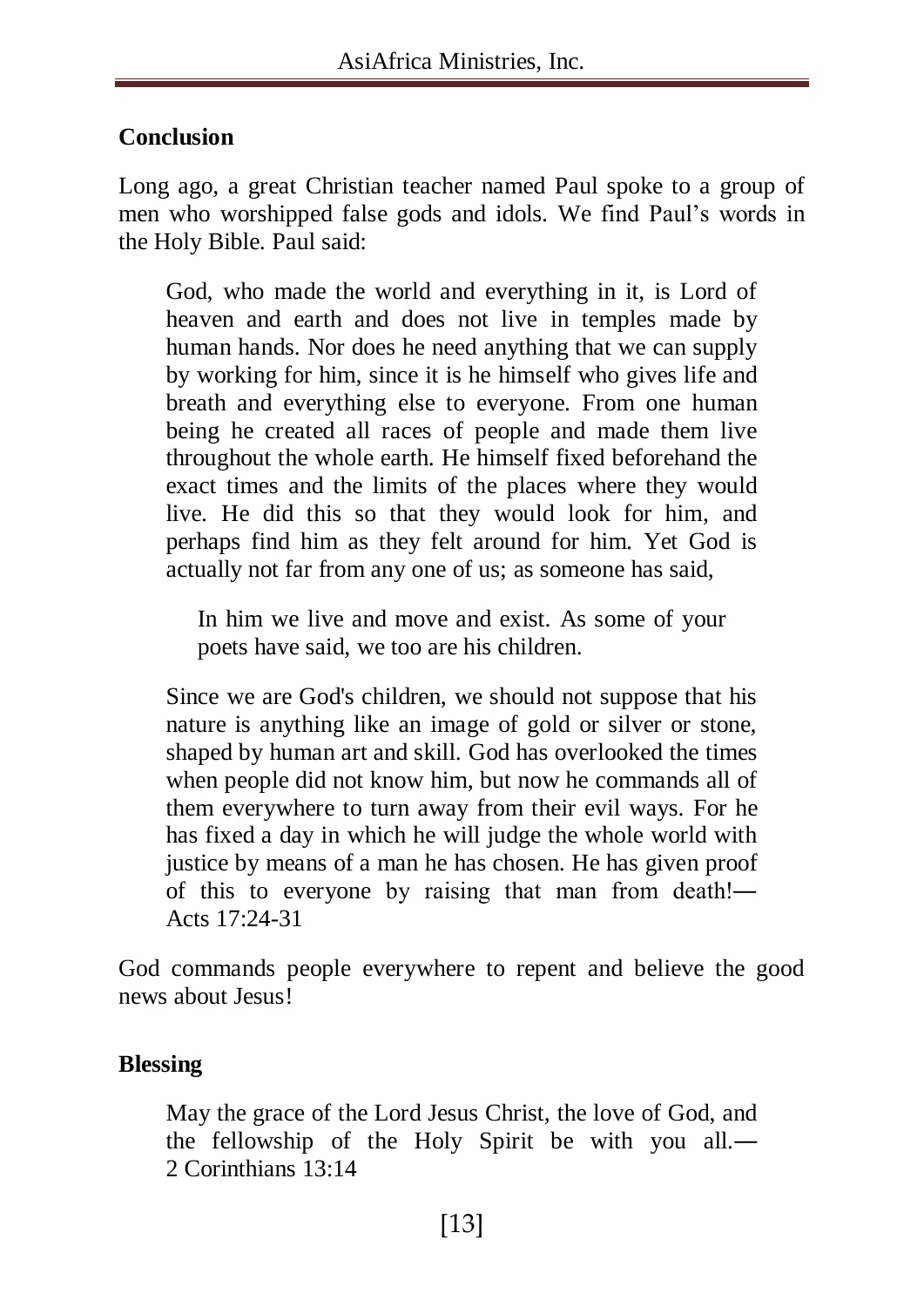## Conclusion

Long ago, a great Christian teacher named Paul spoke to a group of men who worshipped false gods and idols. We find Paul's words in the Holy Bible. Paul said:

> God, who made the world and everything in it, is Lord of heaven and earth and does not live in temples made by human hands. Nor does he need anything that we can supply by working for him, since it is he himself who gives life and breath and everything else to everyone. From one human being he created all races of people and made them live throughout the whole earth. He himself fixed beforehand the exact times and the limits of the places where they would live. He did this so that they would look for him, and perhaps find him as they felt around for him. Yet God is actually not far from any one of us; as someone has said,
>
> > In him we live and move and exist. As some of your poets have said, we too are his children.
>
> Since we are God's children, we should not suppose that his nature is anything like an image of gold or silver or stone, shaped by human art and skill. God has overlooked the times when people did not know him, but now he commands all of them everywhere to turn away from their evil ways. For he has fixed a day in which he will judge the whole world with justice by means of a man he has chosen. He has given proof of this to everyone by raising that man from death!—Acts 17:24-31

God commands people everywhere to repent and believe the good news about Jesus!

## Blessing

> May the grace of the Lord Jesus Christ, the love of God, and the fellowship of the Holy Spirit be with you all.—2 Corinthians 13:14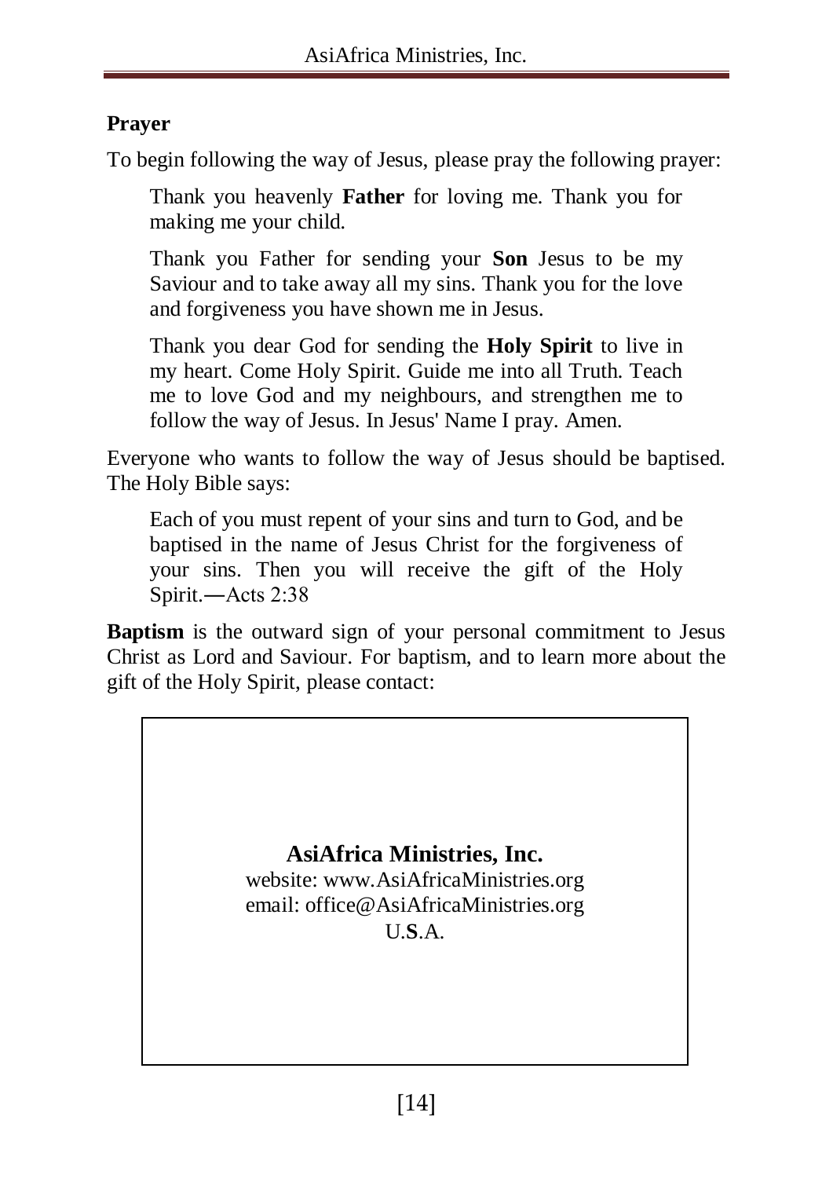**Prayer**

To begin following the way of Jesus, please pray the following prayer:

> Thank you heavenly **Father** for loving me. Thank you for making me your child.
>
> Thank you Father for sending your **Son** Jesus to be my Saviour and to take away all my sins. Thank you for the love and forgiveness you have shown me in Jesus.
>
> Thank you dear God for sending the **Holy Spirit** to live in my heart. Come Holy Spirit. Guide me into all Truth. Teach me to love God and my neighbours, and strengthen me to follow the way of Jesus. In Jesus' Name I pray. Amen.

Everyone who wants to follow the way of Jesus should be baptised. The Holy Bible says:

> Each of you must repent of your sins and turn to God, and be baptised in the name of Jesus Christ for the forgiveness of your sins. Then you will receive the gift of the Holy Spirit.—Acts 2:38

**Baptism** is the outward sign of your personal commitment to Jesus Christ as Lord and Saviour. For baptism, and to learn more about the gift of the Holy Spirit, please contact:

**AsiAfrica Ministries, Inc.**
website: www.AsiAfricaMinistries.org
email: office@AsiAfricaMinistries.org
U.**S**.A.